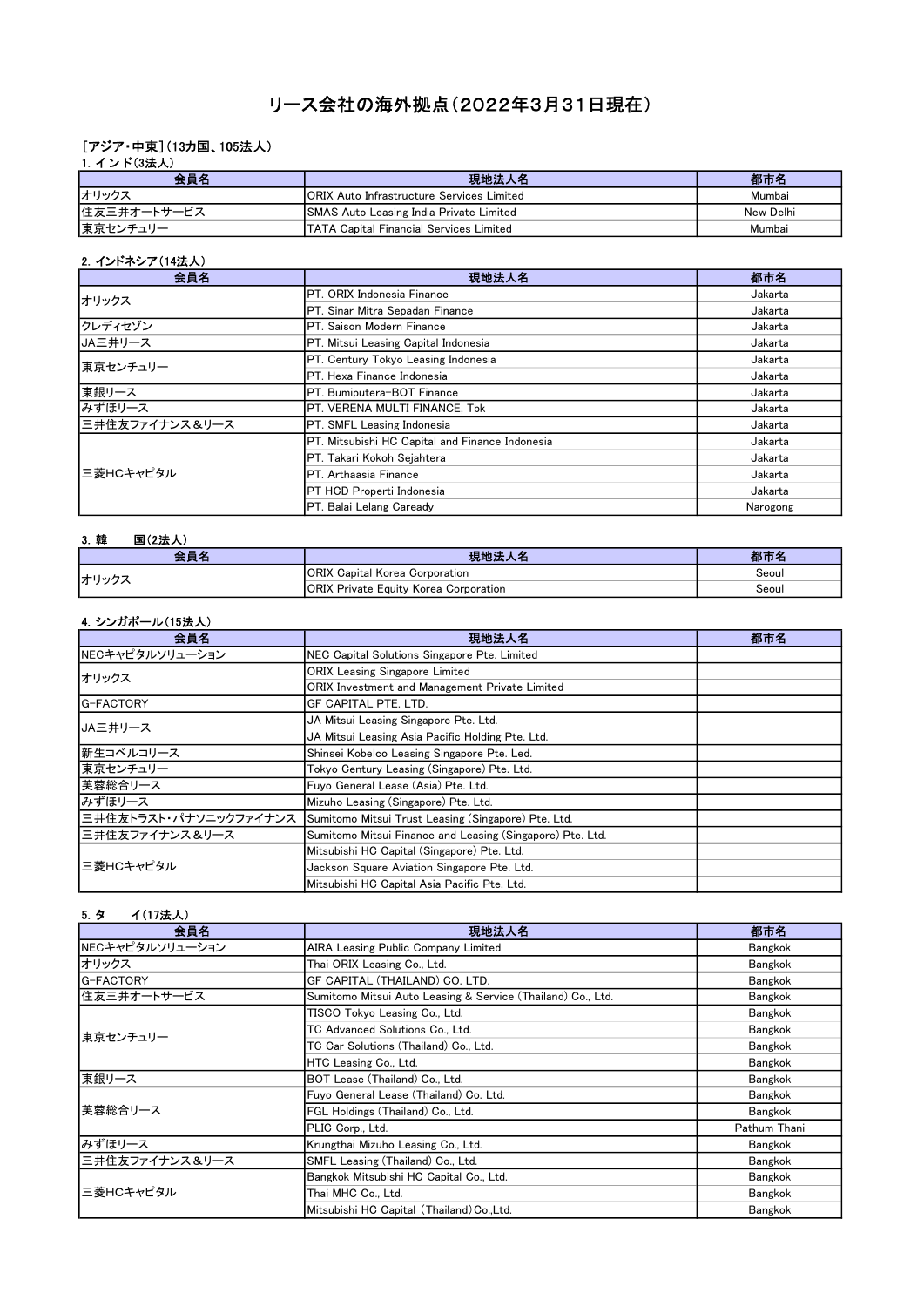# リース会社の海外拠点（2022年3月31日現在）

［アジア・中東］（13カ国、105法人）

1. インド(3法人)

| 会員名 | 現地法人名 | 都市名 |
|---|---|---|
| オリックス | ORIX Auto Infrastructure Services Limited | Mumbai |
| 住友三井オートサービス | SMAS Auto Leasing India Private Limited | New Delhi |
| 東京センチュリー | TATA Capital Financial Services Limited | Mumbai |

2. インドネシア(14法人)

| 会員名 | 現地法人名 | 都市名 |
|---|---|---|
| オリックス | PT. ORIX Indonesia Finance | Jakarta |
| | PT. Sinar Mitra Sepadan Finance | Jakarta |
| クレディセゾン | PT. Saison Modern Finance | Jakarta |
| JA三井リース | PT. Mitsui Leasing Capital Indonesia | Jakarta |
| 東京センチュリー | PT. Century Tokyo Leasing Indonesia | Jakarta |
| | PT. Hexa Finance Indonesia | Jakarta |
| 東銀リース | PT. Bumiputera-BOT Finance | Jakarta |
| みずほリース | PT. VERENA MULTI FINANCE, Tbk | Jakarta |
| 三井住友ファイナンス＆リース | PT. SMFL Leasing Indonesia | Jakarta |
| 三菱HCキャピタル | PT. Mitsubishi HC Capital and Finance Indonesia | Jakarta |
| | PT. Takari Kokoh Sejahtera | Jakarta |
| | PT. Arthaasia Finance | Jakarta |
| | PT HCD Properti Indonesia | Jakarta |
| | PT. Balai Lelang Caready | Narogong |

3. 韓　　国(2法人)

| 会員名 | 現地法人名 | 都市名 |
|---|---|---|
| オリックス | ORIX Capital Korea Corporation | Seoul |
| | ORIX Private Equity Korea Corporation | Seoul |

4. シンガポール(15法人)

| 会員名 | 現地法人名 | 都市名 |
|---|---|---|
| NECキャピタルソリューション | NEC Capital Solutions Singapore Pte. Limited | |
| オリックス | ORIX Leasing Singapore Limited | |
| | ORIX Investment and Management Private Limited | |
| G-FACTORY | GF CAPITAL PTE. LTD. | |
| JA三井リース | JA Mitsui Leasing Singapore Pte. Ltd. | |
| | JA Mitsui Leasing Asia Pacific Holding Pte. Ltd. | |
| 新生コベルコリース | Shinsei Kobelco Leasing Singapore Pte. Led. | |
| 東京センチュリー | Tokyo Century Leasing (Singapore) Pte. Ltd. | |
| 芙蓉総合リース | Fuyo General Lease (Asia) Pte. Ltd. | |
| みずほリース | Mizuho Leasing (Singapore) Pte. Ltd. | |
| 三井住友トラスト・パナソニックファイナンス | Sumitomo Mitsui Trust Leasing (Singapore) Pte. Ltd. | |
| 三井住友ファイナンス＆リース | Sumitomo Mitsui Finance and Leasing (Singapore) Pte. Ltd. | |
| 三菱HCキャピタル | Mitsubishi HC Capital (Singapore) Pte. Ltd. | |
| | Jackson Square Aviation Singapore Pte. Ltd. | |
| | Mitsubishi HC Capital Asia Pacific Pte. Ltd. | |

5. タ　　イ(17法人)

| 会員名 | 現地法人名 | 都市名 |
|---|---|---|
| NECキャピタルソリューション | AIRA Leasing Public Company Limited | Bangkok |
| オリックス | Thai ORIX Leasing Co., Ltd. | Bangkok |
| G-FACTORY | GF CAPITAL (THAILAND) CO. LTD. | Bangkok |
| 住友三井オートサービス | Sumitomo Mitsui Auto Leasing & Service (Thailand) Co., Ltd. | Bangkok |
| 東京センチュリー | TISCO Tokyo Leasing Co., Ltd. | Bangkok |
| | TC Advanced Solutions Co., Ltd. | Bangkok |
| | TC Car Solutions (Thailand) Co., Ltd. | Bangkok |
| | HTC Leasing Co., Ltd. | Bangkok |
| 東銀リース | BOT Lease (Thailand) Co., Ltd. | Bangkok |
| 芙蓉総合リース | Fuyo General Lease (Thailand) Co. Ltd. | Bangkok |
| | FGL Holdings (Thailand) Co., Ltd. | Bangkok |
| | PLIC Corp., Ltd. | Pathum Thani |
| みずほリース | Krungthai Mizuho Leasing Co., Ltd. | Bangkok |
| 三井住友ファイナンス＆リース | SMFL Leasing (Thailand) Co., Ltd. | Bangkok |
| 三菱HCキャピタル | Bangkok Mitsubishi HC Capital Co., Ltd. | Bangkok |
| | Thai MHC Co., Ltd. | Bangkok |
| | Mitsubishi HC Capital (Thailand) Co.,Ltd. | Bangkok |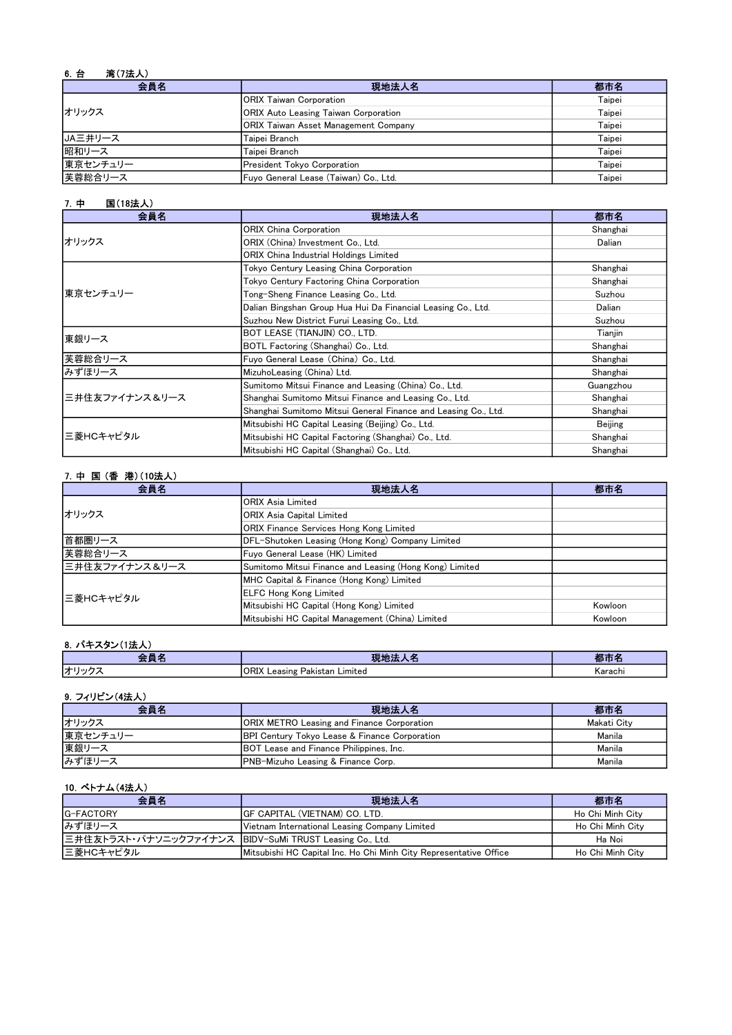### 6. 台　　湾（7法人）

| 会員名 | 現地法人名 | 都市名 |
|---|---|---|
| オリックス | ORIX Taiwan Corporation | Taipei |
| | ORIX Auto Leasing Taiwan Corporation | Taipei |
| | ORIX Taiwan Asset Management Company | Taipei |
| JA三井リース | Taipei Branch | Taipei |
| 昭和リース | Taipei Branch | Taipei |
| 東京センチュリー | President Tokyo Corporation | Taipei |
| 芙蓉総合リース | Fuyo General Lease (Taiwan) Co., Ltd. | Taipei |

### 7. 中　　国（18法人）

| 会員名 | 現地法人名 | 都市名 |
|---|---|---|
| オリックス | ORIX China Corporation | Shanghai |
| | ORIX (China) Investment Co., Ltd. | Dalian |
| | ORIX China Industrial Holdings Limited | |
| 東京センチュリー | Tokyo Century Leasing China Corporation | Shanghai |
| | Tokyo Century Factoring China Corporation | Shanghai |
| | Tong-Sheng Finance Leasing Co., Ltd. | Suzhou |
| | Dalian Bingshan Group Hua Hui Da Financial Leasing Co., Ltd. | Dalian |
| | Suzhou New District Furui Leasing Co., Ltd. | Suzhou |
| 東銀リース | BOT LEASE (TIANJIN) CO., LTD. | Tianjin |
| | BOTL Factoring (Shanghai) Co., Ltd. | Shanghai |
| 芙蓉総合リース | Fuyo General Lease (China) Co., Ltd. | Shanghai |
| みずほリース | MizuhoLeasing (China) Ltd. | Shanghai |
| 三井住友ファイナンス＆リース | Sumitomo Mitsui Finance and Leasing (China) Co., Ltd. | Guangzhou |
| | Shanghai Sumitomo Mitsui Finance and Leasing Co., Ltd. | Shanghai |
| | Shanghai Sumitomo Mitsui General Finance and Leasing Co., Ltd. | Shanghai |
| 三菱HCキャピタル | Mitsubishi HC Capital Leasing (Beijing) Co., Ltd. | Beijing |
| | Mitsubishi HC Capital Factoring (Shanghai) Co., Ltd. | Shanghai |
| | Mitsubishi HC Capital (Shanghai) Co., Ltd. | Shanghai |

### 7. 中 国（香 港）（10法人）

| 会員名 | 現地法人名 | 都市名 |
|---|---|---|
| オリックス | ORIX Asia Limited | |
| | ORIX Asia Capital Limited | |
| | ORIX Finance Services Hong Kong Limited | |
| 首都圏リース | DFL-Shutoken Leasing (Hong Kong) Company Limited | |
| 芙蓉総合リース | Fuyo General Lease (HK) Limited | |
| 三井住友ファイナンス＆リース | Sumitomo Mitsui Finance and Leasing (Hong Kong) Limited | |
| 三菱HCキャピタル | MHC Capital & Finance (Hong Kong) Limited | |
| | ELFC Hong Kong Limited | |
| | Mitsubishi HC Capital (Hong Kong) Limited | Kowloon |
| | Mitsubishi HC Capital Management (China) Limited | Kowloon |

### 8. パキスタン（1法人）

| 会員名 | 現地法人名 | 都市名 |
|---|---|---|
| オリックス | ORIX Leasing Pakistan Limited | Karachi |

### 9. フィリピン（4法人）

| 会員名 | 現地法人名 | 都市名 |
|---|---|---|
| オリックス | ORIX METRO Leasing and Finance Corporation | Makati City |
| 東京センチュリー | BPI Century Tokyo Lease & Finance Corporation | Manila |
| 東銀リース | BOT Lease and Finance Philippines, Inc. | Manila |
| みずほリース | PNB-Mizuho Leasing & Finance Corp. | Manila |

### 10. ベトナム（4法人）

| 会員名 | 現地法人名 | 都市名 |
|---|---|---|
| G-FACTORY | GF CAPITAL (VIETNAM) CO. LTD. | Ho Chi Minh City |
| みずほリース | Vietnam International Leasing Company Limited | Ho Chi Minh City |
| 三井住友トラスト・パナソニックファイナンス | BIDV-SuMi TRUST Leasing Co., Ltd. | Ha Noi |
| 三菱HCキャピタル | Mitsubishi HC Capital Inc. Ho Chi Minh City Representative Office | Ho Chi Minh City |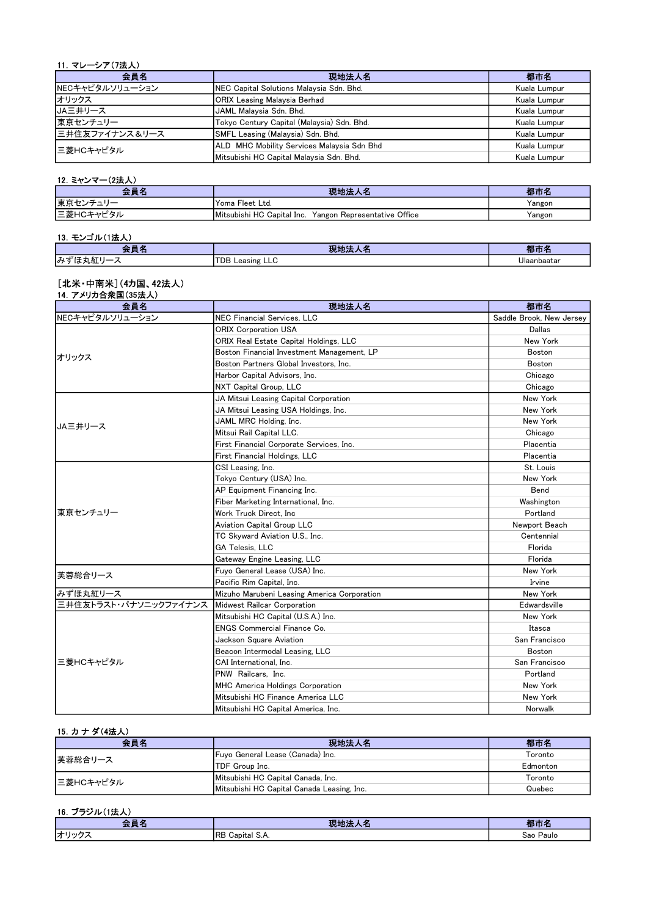### 11. マレーシア（7法人）

| 会員名 | 現地法人名 | 都市名 |
|---|---|---|
| NECキャピタルソリューション | NEC Capital Solutions Malaysia Sdn. Bhd. | Kuala Lumpur |
| オリックス | ORIX Leasing Malaysia Berhad | Kuala Lumpur |
| JA三井リース | JAML Malaysia Sdn. Bhd. | Kuala Lumpur |
| 東京センチュリー | Tokyo Century Capital (Malaysia) Sdn. Bhd. | Kuala Lumpur |
| 三井住友ファイナンス＆リース | SMFL Leasing (Malaysia) Sdn. Bhd. | Kuala Lumpur |
| 三菱HCキャピタル | ALD MHC Mobility Services Malaysia Sdn Bhd | Kuala Lumpur |
| | Mitsubishi HC Capital Malaysia Sdn. Bhd. | Kuala Lumpur |

### 12. ミャンマー（2法人）

| 会員名 | 現地法人名 | 都市名 |
|---|---|---|
| 東京センチュリー | Yoma Fleet Ltd. | Yangon |
| 三菱HCキャピタル | Mitsubishi HC Capital Inc. Yangon Representative Office | Yangon |

### 13. モンゴル（1法人）

| 会員名 | 現地法人名 | 都市名 |
|---|---|---|
| みずほ丸紅リース | TDB Leasing LLC | Ulaanbaatar |

## ［北米・中南米］（4カ国、42法人）

### 14. アメリカ合衆国（35法人）

| 会員名 | 現地法人名 | 都市名 |
|---|---|---|
| NECキャピタルソリューション | NEC Financial Services, LLC | Saddle Brook, New Jersey |
| オリックス | ORIX Corporation USA | Dallas |
| | ORIX Real Estate Capital Holdings, LLC | New York |
| | Boston Financial Investment Management, LP | Boston |
| | Boston Partners Global Investors, Inc. | Boston |
| | Harbor Capital Advisors, Inc. | Chicago |
| | NXT Capital Group, LLC | Chicago |
| JA三井リース | JA Mitsui Leasing Capital Corporation | New York |
| | JA Mitsui Leasing USA Holdings, Inc. | New York |
| | JAML MRC Holding, Inc. | New York |
| | Mitsui Rail Capital LLC. | Chicago |
| | First Financial Corporate Services, Inc. | Placentia |
| | First Financial Holdings, LLC | Placentia |
| 東京センチュリー | CSI Leasing, Inc. | St. Louis |
| | Tokyo Century (USA) Inc. | New York |
| | AP Equipment Financing Inc. | Bend |
| | Fiber Marketing International, Inc. | Washington |
| | Work Truck Direct, Inc | Portland |
| | Aviation Capital Group LLC | Newport Beach |
| | TC Skyward Aviation U.S., Inc. | Centennial |
| | GA Telesis, LLC | Florida |
| | Gateway Engine Leasing, LLC | Florida |
| 芙蓉総合リース | Fuyo General Lease (USA) Inc. | New York |
| | Pacific Rim Capital, Inc. | Irvine |
| みずほ丸紅リース | Mizuho Marubeni Leasing America Corporation | New York |
| 三井住友トラスト・パナソニックファイナンス | Midwest Railcar Corporation | Edwardsville |
| 三菱HCキャピタル | Mitsubishi HC Capital (U.S.A.) Inc. | New York |
| | ENGS Commercial Finance Co. | Itasca |
| | Jackson Square Aviation | San Francisco |
| | Beacon Intermodal Leasing, LLC | Boston |
| | CAI International, Inc. | San Francisco |
| | PNW Railcars, Inc. | Portland |
| | MHC America Holdings Corporation | New York |
| | Mitsubishi HC Finance America LLC | New York |
| | Mitsubishi HC Capital America, Inc. | Norwalk |

### 15. カナダ（4法人）

| 会員名 | 現地法人名 | 都市名 |
|---|---|---|
| 芙蓉総合リース | Fuyo General Lease (Canada) Inc. | Toronto |
| | TDF Group Inc. | Edmonton |
| 三菱HCキャピタル | Mitsubishi HC Capital Canada, Inc. | Toronto |
| | Mitsubishi HC Capital Canada Leasing, Inc. | Quebec |

### 16. ブラジル（1法人）

| 会員名 | 現地法人名 | 都市名 |
|---|---|---|
| オリックス | RB Capital S.A. | Sao Paulo |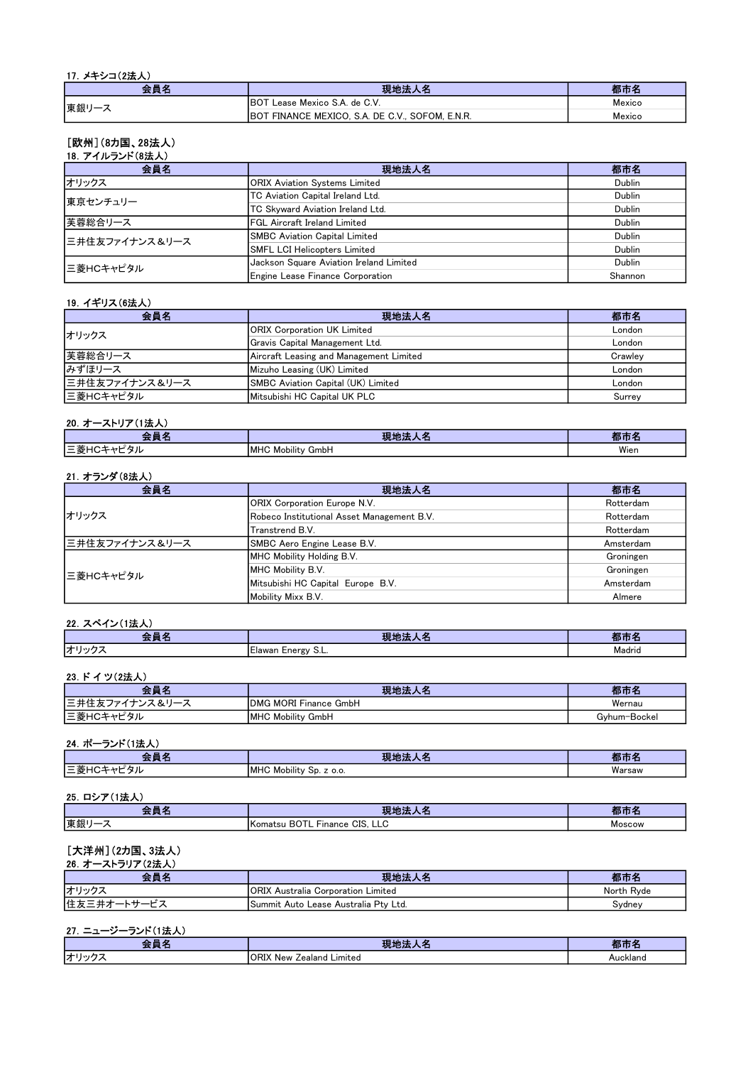### 17. メキシコ（2法人）

| 会員名 | 現地法人名 | 都市名 |
|---|---|---|
| 東銀リース | BOT Lease Mexico S.A. de C.V. | Mexico |
| | BOT FINANCE MEXICO, S.A. DE C.V., SOFOM, E.N.R. | Mexico |

## ［欧州］（8カ国、28法人）

### 18. アイルランド（8法人）

| 会員名 | 現地法人名 | 都市名 |
|---|---|---|
| オリックス | ORIX Aviation Systems Limited | Dublin |
| 東京センチュリー | TC Aviation Capital Ireland Ltd. | Dublin |
| | TC Skyward Aviation Ireland Ltd. | Dublin |
| 芙蓉総合リース | FGL Aircraft Ireland Limited | Dublin |
| 三井住友ファイナンス＆リース | SMBC Aviation Capital Limited | Dublin |
| | SMFL LCI Helicopters Limited | Dublin |
| 三菱HCキャピタル | Jackson Square Aviation Ireland Limited | Dublin |
| | Engine Lease Finance Corporation | Shannon |

### 19. イギリス（6法人）

| 会員名 | 現地法人名 | 都市名 |
|---|---|---|
| オリックス | ORIX Corporation UK Limited | London |
| | Gravis Capital Management Ltd. | London |
| 芙蓉総合リース | Aircraft Leasing and Management Limited | Crawley |
| みずほリース | Mizuho Leasing (UK) Limited | London |
| 三井住友ファイナンス＆リース | SMBC Aviation Capital (UK) Limited | London |
| 三菱HCキャピタル | Mitsubishi HC Capital UK PLC | Surrey |

### 20. オーストリア（1法人）

| 会員名 | 現地法人名 | 都市名 |
|---|---|---|
| 三菱HCキャピタル | MHC Mobility GmbH | Wien |

### 21. オランダ（8法人）

| 会員名 | 現地法人名 | 都市名 |
|---|---|---|
| オリックス | ORIX Corporation Europe N.V. | Rotterdam |
| | Robeco Institutional Asset Management B.V. | Rotterdam |
| | Transtrend B.V. | Rotterdam |
| 三井住友ファイナンス＆リース | SMBC Aero Engine Lease B.V. | Amsterdam |
| 三菱HCキャピタル | MHC Mobility Holding B.V. | Groningen |
| | MHC Mobility B.V. | Groningen |
| | Mitsubishi HC Capital Europe B.V. | Amsterdam |
| | Mobility Mixx B.V. | Almere |

### 22. スペイン（1法人）

| 会員名 | 現地法人名 | 都市名 |
|---|---|---|
| オリックス | Elawan Energy S.L. | Madrid |

### 23. ドイツ（2法人）

| 会員名 | 現地法人名 | 都市名 |
|---|---|---|
| 三井住友ファイナンス＆リース | DMG MORI Finance GmbH | Wernau |
| 三菱HCキャピタル | MHC Mobility GmbH | Gyhum-Bockel |

### 24. ポーランド（1法人）

| 会員名 | 現地法人名 | 都市名 |
|---|---|---|
| 三菱HCキャピタル | MHC Mobility Sp. z o.o. | Warsaw |

### 25. ロシア（1法人）

| 会員名 | 現地法人名 | 都市名 |
|---|---|---|
| 東銀リース | Komatsu BOTL Finance CIS, LLC | Moscow |

## ［大洋州］（2カ国、3法人）

### 26. オーストラリア（2法人）

| 会員名 | 現地法人名 | 都市名 |
|---|---|---|
| オリックス | ORIX Australia Corporation Limited | North Ryde |
| 住友三井オートサービス | Summit Auto Lease Australia Pty Ltd. | Sydney |

### 27. ニュージーランド（1法人）

| 会員名 | 現地法人名 | 都市名 |
|---|---|---|
| オリックス | ORIX New Zealand Limited | Auckland |